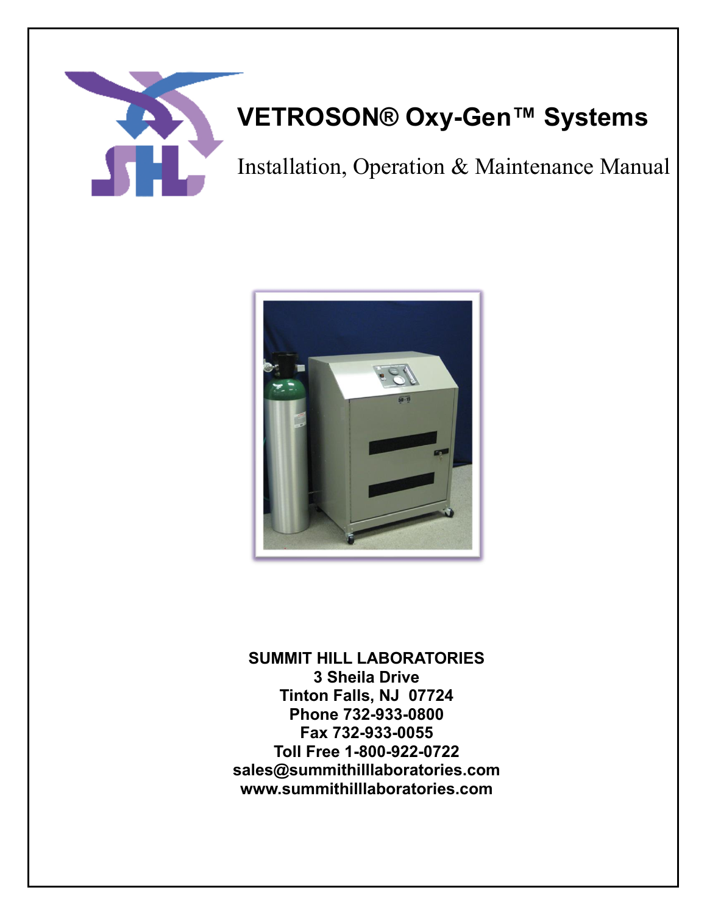# VETROSON® Oxy-Gen™ Systems

Installation, Operation & Maintenance Manual

**SUMMIT HILL LABORATORIES**
**3 Sheila Drive**
**Tinton Falls, NJ 07724**
**Phone 732-933-0800**
**Fax 732-933-0055**
**Toll Free 1-800-922-0722**
**sales@summithilllaboratories.com**
**www.summithilllaboratories.com**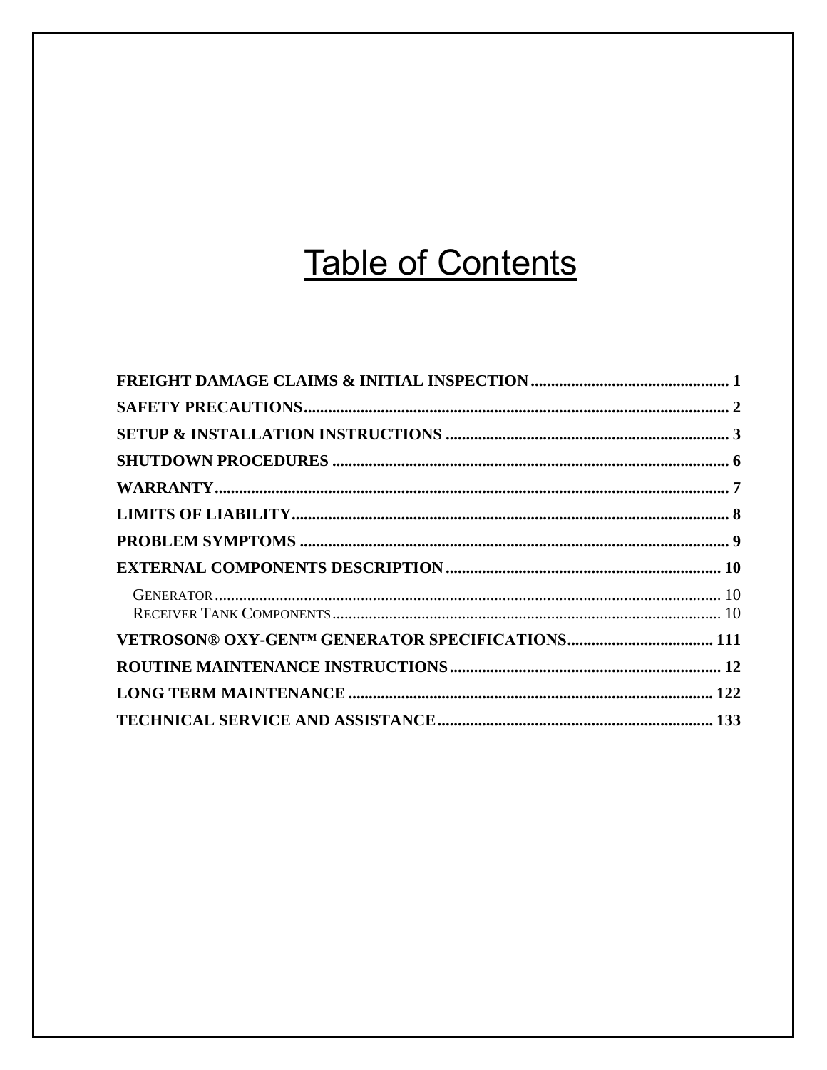# Table of Contents

**FREIGHT DAMAGE CLAIMS & INITIAL INSPECTION** ........ 1

**SAFETY PRECAUTIONS** ........ 2

**SETUP & INSTALLATION INSTRUCTIONS** ........ 3

**SHUTDOWN PROCEDURES** ........ 6

**WARRANTY** ........ 7

**LIMITS OF LIABILITY** ........ 8

**PROBLEM SYMPTOMS** ........ 9

**EXTERNAL COMPONENTS DESCRIPTION** ........ 10

- GENERATOR ........ 10
- RECEIVER TANK COMPONENTS ........ 10

**VETROSON® OXY-GEN™ GENERATOR SPECIFICATIONS** ........ 111

**ROUTINE MAINTENANCE INSTRUCTIONS** ........ 12

**LONG TERM MAINTENANCE** ........ 122

**TECHNICAL SERVICE AND ASSISTANCE** ........ 133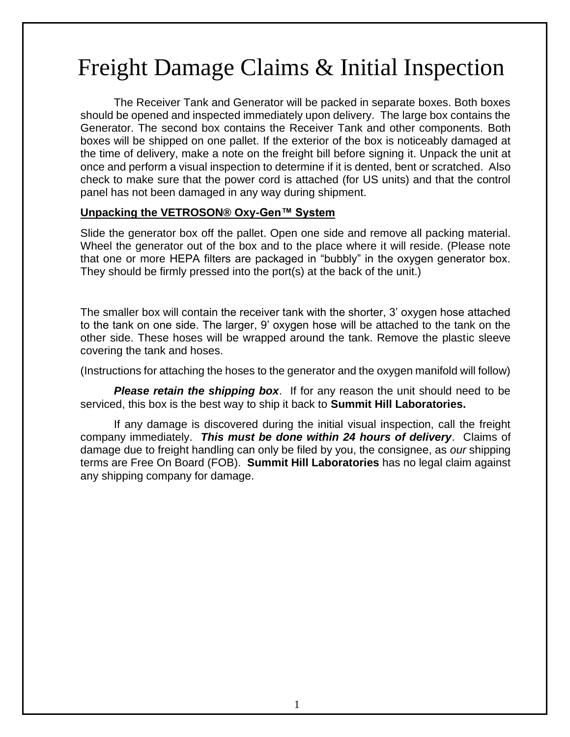# Freight Damage Claims & Initial Inspection

The Receiver Tank and Generator will be packed in separate boxes. Both boxes should be opened and inspected immediately upon delivery. The large box contains the Generator. The second box contains the Receiver Tank and other components. Both boxes will be shipped on one pallet. If the exterior of the box is noticeably damaged at the time of delivery, make a note on the freight bill before signing it. Unpack the unit at once and perform a visual inspection to determine if it is dented, bent or scratched. Also check to make sure that the power cord is attached (for US units) and that the control panel has not been damaged in any way during shipment.

**Unpacking the VETROSON® Oxy-Gen™ System**

Slide the generator box off the pallet. Open one side and remove all packing material. Wheel the generator out of the box and to the place where it will reside. (Please note that one or more HEPA filters are packaged in "bubbly" in the oxygen generator box. They should be firmly pressed into the port(s) at the back of the unit.)

The smaller box will contain the receiver tank with the shorter, 3' oxygen hose attached to the tank on one side. The larger, 9' oxygen hose will be attached to the tank on the other side. These hoses will be wrapped around the tank. Remove the plastic sleeve covering the tank and hoses.

(Instructions for attaching the hoses to the generator and the oxygen manifold will follow)

***Please retain the shipping box***. If for any reason the unit should need to be serviced, this box is the best way to ship it back to **Summit Hill Laboratories.**

If any damage is discovered during the initial visual inspection, call the freight company immediately. ***This must be done within 24 hours of delivery***. Claims of damage due to freight handling can only be filed by you, the consignee, as *our* shipping terms are Free On Board (FOB). **Summit Hill Laboratories** has no legal claim against any shipping company for damage.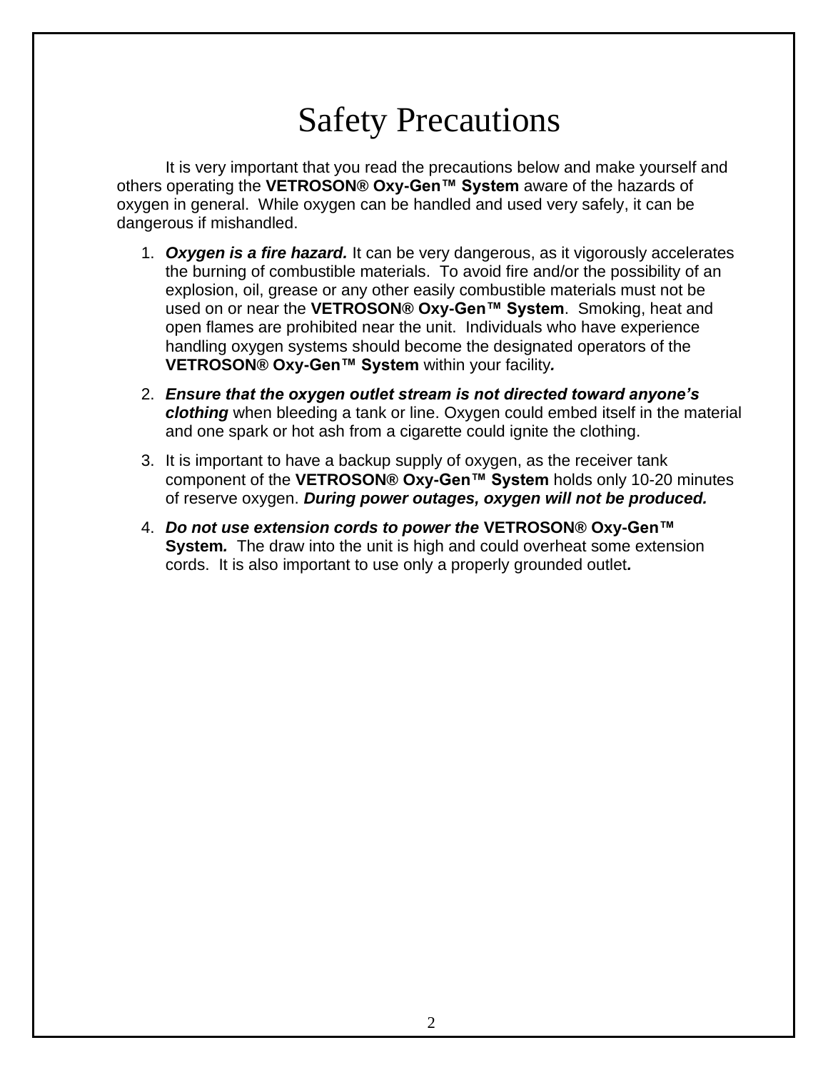# Safety Precautions

It is very important that you read the precautions below and make yourself and others operating the **VETROSON® Oxy-Gen™ System** aware of the hazards of oxygen in general. While oxygen can be handled and used very safely, it can be dangerous if mishandled.

1. ***Oxygen is a fire hazard.*** It can be very dangerous, as it vigorously accelerates the burning of combustible materials. To avoid fire and/or the possibility of an explosion, oil, grease or any other easily combustible materials must not be used on or near the **VETROSON® Oxy-Gen™ System**. Smoking, heat and open flames are prohibited near the unit. Individuals who have experience handling oxygen systems should become the designated operators of the **VETROSON® Oxy-Gen™ System** within your facility.

2. ***Ensure that the oxygen outlet stream is not directed toward anyone's clothing*** when bleeding a tank or line. Oxygen could embed itself in the material and one spark or hot ash from a cigarette could ignite the clothing.

3. It is important to have a backup supply of oxygen, as the receiver tank component of the **VETROSON® Oxy-Gen™ System** holds only 10-20 minutes of reserve oxygen. ***During power outages, oxygen will not be produced.***

4. ***Do not use extension cords to power the*** **VETROSON® Oxy-Gen™ System.** The draw into the unit is high and could overheat some extension cords. It is also important to use only a properly grounded outlet.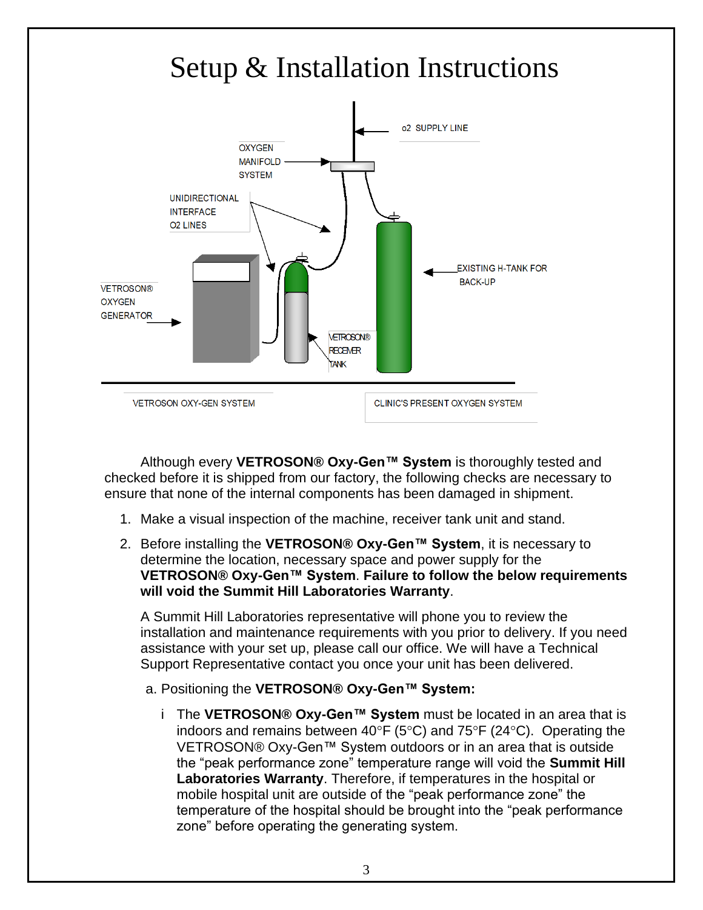# Setup & Installation Instructions

Although every **VETROSON® Oxy-Gen™ System** is thoroughly tested and checked before it is shipped from our factory, the following checks are necessary to ensure that none of the internal components has been damaged in shipment.

1. Make a visual inspection of the machine, receiver tank unit and stand.

2. Before installing the **VETROSON® Oxy-Gen™ System**, it is necessary to determine the location, necessary space and power supply for the **VETROSON® Oxy-Gen™ System**. **Failure to follow the below requirements will void the Summit Hill Laboratories Warranty**.

   A Summit Hill Laboratories representative will phone you to review the installation and maintenance requirements with you prior to delivery. If you need assistance with your set up, please call our office. We will have a Technical Support Representative contact you once your unit has been delivered.

   a. Positioning the **VETROSON® Oxy-Gen™ System:**

      i The **VETROSON® Oxy-Gen™ System** must be located in an area that is indoors and remains between 40°F (5°C) and 75°F (24°C). Operating the VETROSON® Oxy-Gen™ System outdoors or in an area that is outside the "peak performance zone" temperature range will void the **Summit Hill Laboratories Warranty**. Therefore, if temperatures in the hospital or mobile hospital unit are outside of the "peak performance zone" the temperature of the hospital should be brought into the "peak performance zone" before operating the generating system.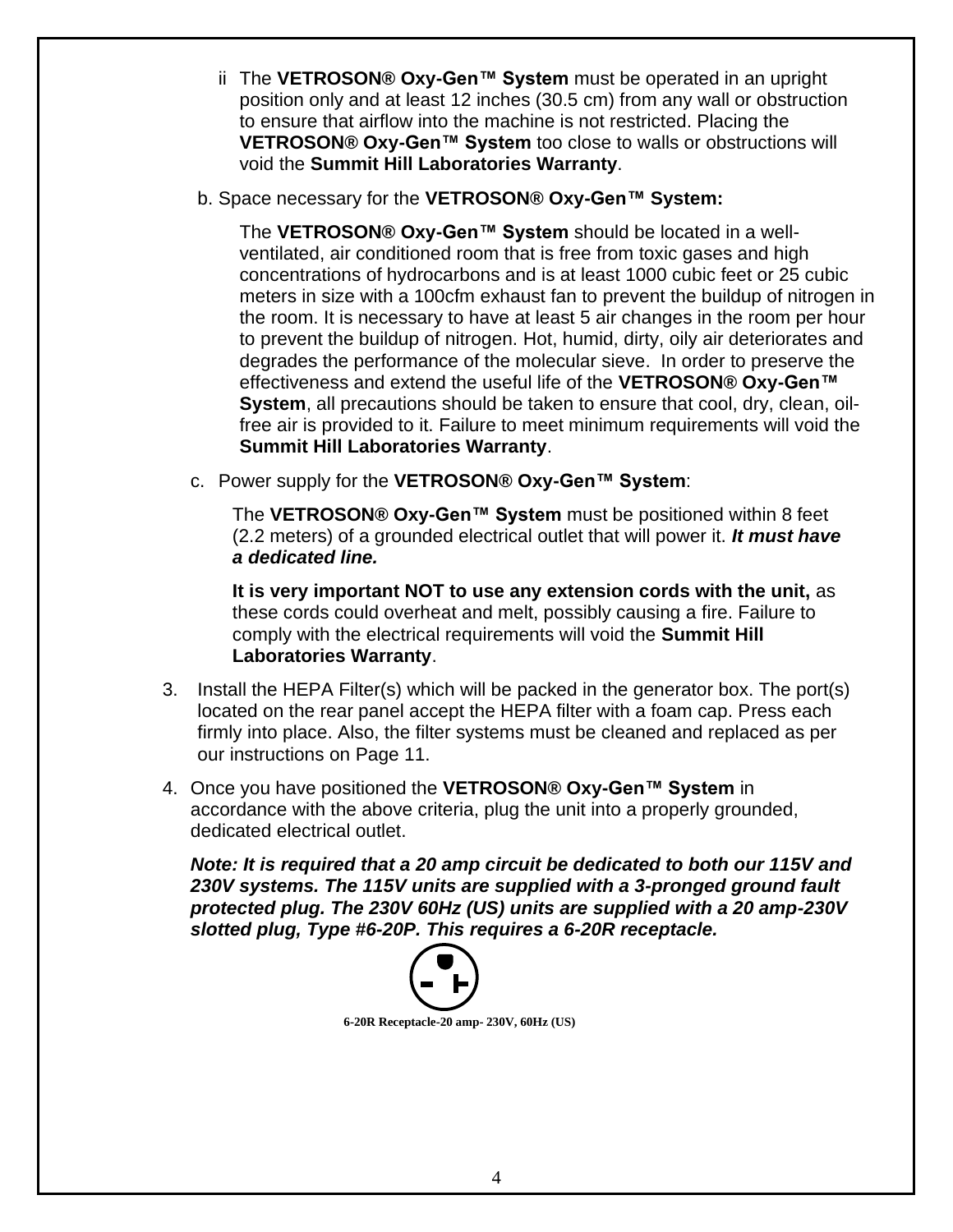ii The **VETROSON® Oxy-Gen™ System** must be operated in an upright position only and at least 12 inches (30.5 cm) from any wall or obstruction to ensure that airflow into the machine is not restricted. Placing the **VETROSON® Oxy-Gen™ System** too close to walls or obstructions will void the **Summit Hill Laboratories Warranty**.

b. Space necessary for the **VETROSON® Oxy-Gen™ System:**

The **VETROSON® Oxy-Gen™ System** should be located in a well-ventilated, air conditioned room that is free from toxic gases and high concentrations of hydrocarbons and is at least 1000 cubic feet or 25 cubic meters in size with a 100cfm exhaust fan to prevent the buildup of nitrogen in the room. It is necessary to have at least 5 air changes in the room per hour to prevent the buildup of nitrogen. Hot, humid, dirty, oily air deteriorates and degrades the performance of the molecular sieve. In order to preserve the effectiveness and extend the useful life of the **VETROSON® Oxy-Gen™ System**, all precautions should be taken to ensure that cool, dry, clean, oil-free air is provided to it. Failure to meet minimum requirements will void the **Summit Hill Laboratories Warranty**.

c. Power supply for the **VETROSON® Oxy-Gen™ System**:

The **VETROSON® Oxy-Gen™ System** must be positioned within 8 feet (2.2 meters) of a grounded electrical outlet that will power it. ***It must have a dedicated line.***

**It is very important NOT to use any extension cords with the unit,** as these cords could overheat and melt, possibly causing a fire. Failure to comply with the electrical requirements will void the **Summit Hill Laboratories Warranty**.

3. Install the HEPA Filter(s) which will be packed in the generator box. The port(s) located on the rear panel accept the HEPA filter with a foam cap. Press each firmly into place. Also, the filter systems must be cleaned and replaced as per our instructions on Page 11.

4. Once you have positioned the **VETROSON® Oxy-Gen™ System** in accordance with the above criteria, plug the unit into a properly grounded, dedicated electrical outlet.

***Note: It is required that a 20 amp circuit be dedicated to both our 115V and 230V systems. The 115V units are supplied with a 3-pronged ground fault protected plug. The 230V 60Hz (US) units are supplied with a 20 amp-230V slotted plug, Type #6-20P. This requires a 6-20R receptacle.***

**6-20R Receptacle-20 amp- 230V, 60Hz (US)**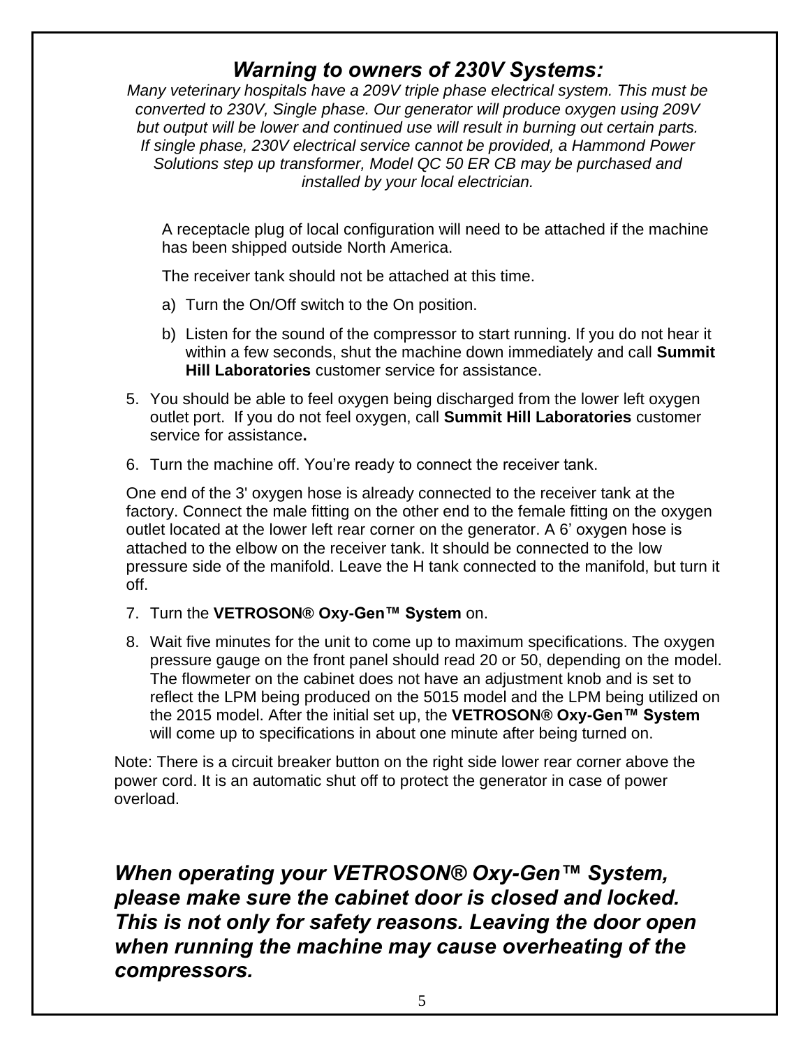### *Warning to owners of 230V Systems:*

*Many veterinary hospitals have a 209V triple phase electrical system. This must be converted to 230V, Single phase. Our generator will produce oxygen using 209V but output will be lower and continued use will result in burning out certain parts. If single phase, 230V electrical service cannot be provided, a Hammond Power Solutions step up transformer, Model QC 50 ER CB may be purchased and installed by your local electrician.*

A receptacle plug of local configuration will need to be attached if the machine has been shipped outside North America.

The receiver tank should not be attached at this time.

a) Turn the On/Off switch to the On position.

b) Listen for the sound of the compressor to start running. If you do not hear it within a few seconds, shut the machine down immediately and call **Summit Hill Laboratories** customer service for assistance.

5. You should be able to feel oxygen being discharged from the lower left oxygen outlet port. If you do not feel oxygen, call **Summit Hill Laboratories** customer service for assistance**.**

6. Turn the machine off. You're ready to connect the receiver tank.

One end of the 3' oxygen hose is already connected to the receiver tank at the factory. Connect the male fitting on the other end to the female fitting on the oxygen outlet located at the lower left rear corner on the generator. A 6' oxygen hose is attached to the elbow on the receiver tank. It should be connected to the low pressure side of the manifold. Leave the H tank connected to the manifold, but turn it off.

7. Turn the **VETROSON® Oxy-Gen™ System** on.

8. Wait five minutes for the unit to come up to maximum specifications. The oxygen pressure gauge on the front panel should read 20 or 50, depending on the model. The flowmeter on the cabinet does not have an adjustment knob and is set to reflect the LPM being produced on the 5015 model and the LPM being utilized on the 2015 model. After the initial set up, the **VETROSON® Oxy-Gen™ System** will come up to specifications in about one minute after being turned on.

Note: There is a circuit breaker button on the right side lower rear corner above the power cord. It is an automatic shut off to protect the generator in case of power overload.

***When operating your VETROSON® Oxy-Gen™ System, please make sure the cabinet door is closed and locked. This is not only for safety reasons. Leaving the door open when running the machine may cause overheating of the compressors.***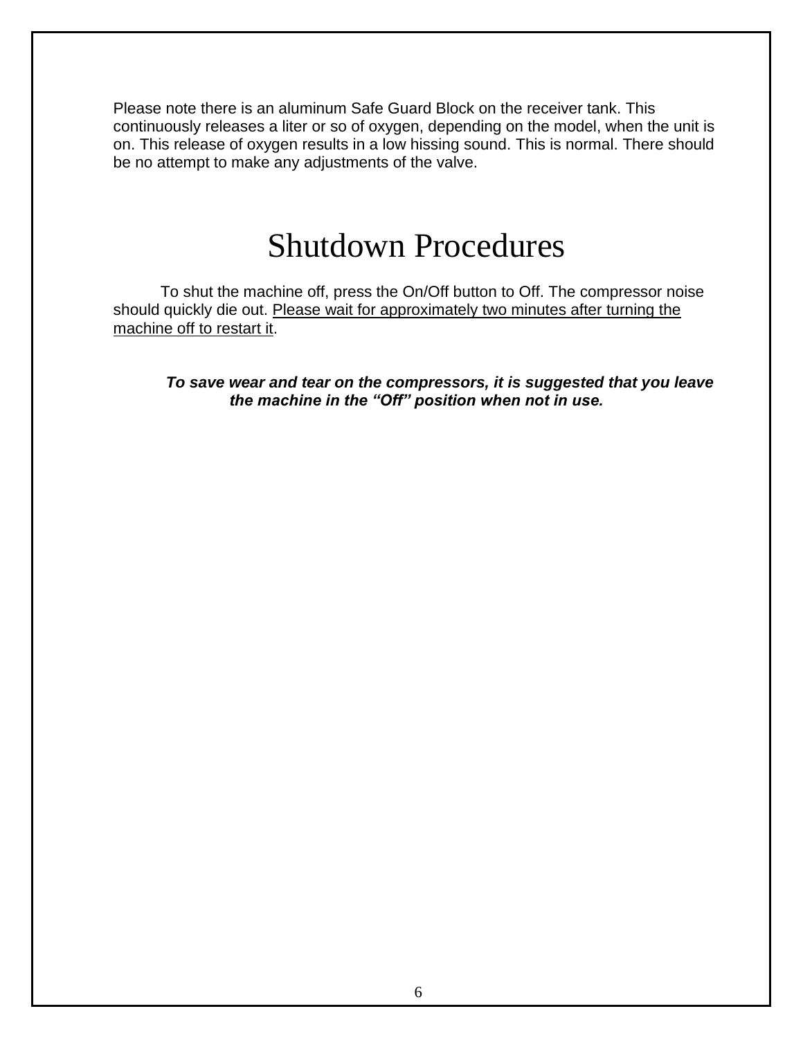Please note there is an aluminum Safe Guard Block on the receiver tank. This continuously releases a liter or so of oxygen, depending on the model, when the unit is on. This release of oxygen results in a low hissing sound. This is normal. There should be no attempt to make any adjustments of the valve.

# Shutdown Procedures

To shut the machine off, press the On/Off button to Off. The compressor noise should quickly die out. <u>Please wait for approximately two minutes after turning the machine off to restart it</u>.

***To save wear and tear on the compressors, it is suggested that you leave the machine in the "Off" position when not in use.***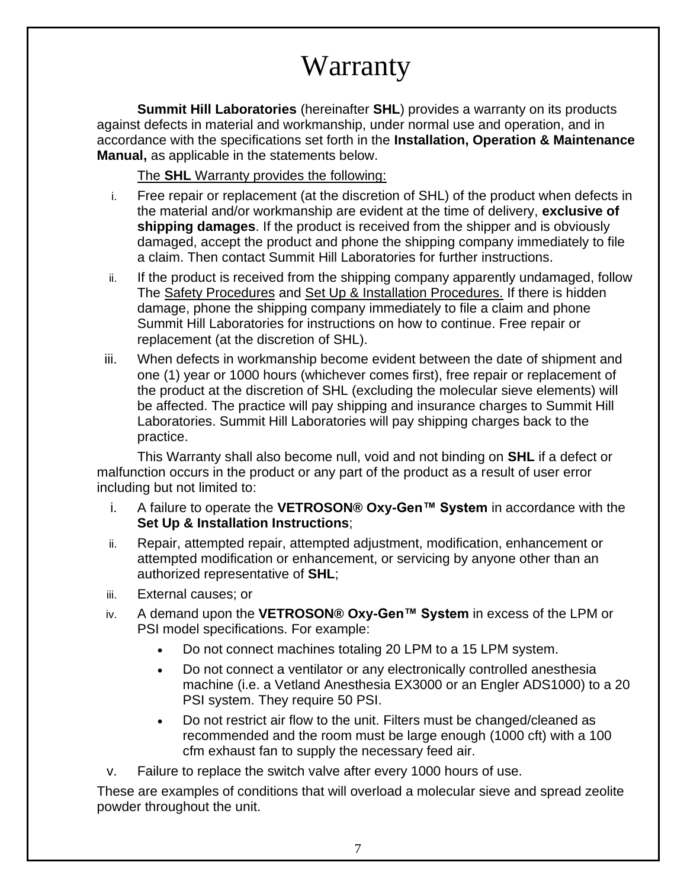# Warranty

**Summit Hill Laboratories** (hereinafter **SHL**) provides a warranty on its products against defects in material and workmanship, under normal use and operation, and in accordance with the specifications set forth in the **Installation, Operation & Maintenance Manual,** as applicable in the statements below.

The **SHL** Warranty provides the following:

- i. Free repair or replacement (at the discretion of SHL) of the product when defects in the material and/or workmanship are evident at the time of delivery, **exclusive of shipping damages**. If the product is received from the shipper and is obviously damaged, accept the product and phone the shipping company immediately to file a claim. Then contact Summit Hill Laboratories for further instructions.
- ii. If the product is received from the shipping company apparently undamaged, follow The Safety Procedures and Set Up & Installation Procedures. If there is hidden damage, phone the shipping company immediately to file a claim and phone Summit Hill Laboratories for instructions on how to continue. Free repair or replacement (at the discretion of SHL).
- iii. When defects in workmanship become evident between the date of shipment and one (1) year or 1000 hours (whichever comes first), free repair or replacement of the product at the discretion of SHL (excluding the molecular sieve elements) will be affected. The practice will pay shipping and insurance charges to Summit Hill Laboratories. Summit Hill Laboratories will pay shipping charges back to the practice.

This Warranty shall also become null, void and not binding on **SHL** if a defect or malfunction occurs in the product or any part of the product as a result of user error including but not limited to:

- i. A failure to operate the **VETROSON® Oxy-Gen™ System** in accordance with the **Set Up & Installation Instructions**;
- ii. Repair, attempted repair, attempted adjustment, modification, enhancement or attempted modification or enhancement, or servicing by anyone other than an authorized representative of **SHL**;
- iii. External causes; or
- iv. A demand upon the **VETROSON® Oxy-Gen™ System** in excess of the LPM or PSI model specifications. For example:
  - Do not connect machines totaling 20 LPM to a 15 LPM system.
  - Do not connect a ventilator or any electronically controlled anesthesia machine (i.e. a Vetland Anesthesia EX3000 or an Engler ADS1000) to a 20 PSI system. They require 50 PSI.
  - Do not restrict air flow to the unit. Filters must be changed/cleaned as recommended and the room must be large enough (1000 cft) with a 100 cfm exhaust fan to supply the necessary feed air.
- v. Failure to replace the switch valve after every 1000 hours of use.

These are examples of conditions that will overload a molecular sieve and spread zeolite powder throughout the unit.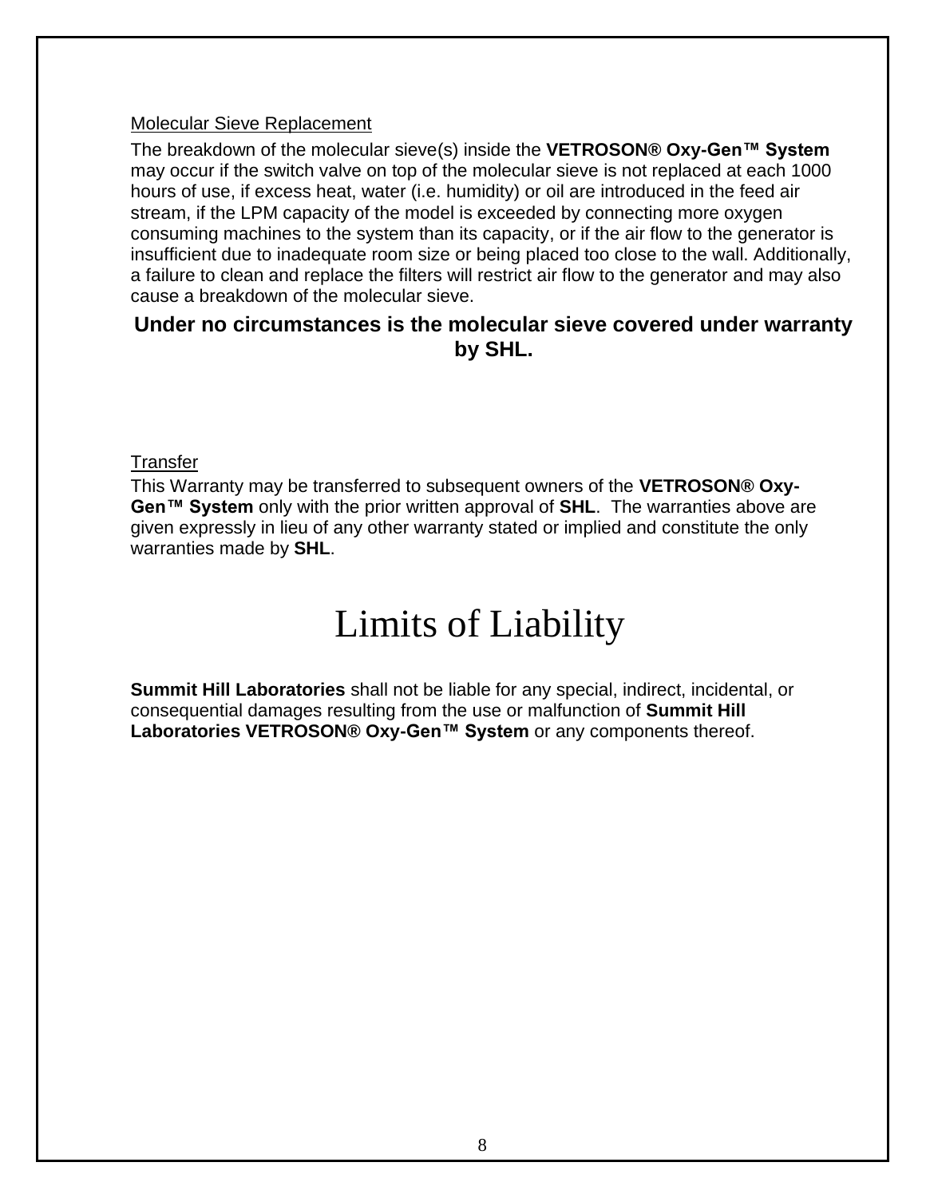Molecular Sieve Replacement

The breakdown of the molecular sieve(s) inside the **VETROSON® Oxy-Gen™ System** may occur if the switch valve on top of the molecular sieve is not replaced at each 1000 hours of use, if excess heat, water (i.e. humidity) or oil are introduced in the feed air stream, if the LPM capacity of the model is exceeded by connecting more oxygen consuming machines to the system than its capacity, or if the air flow to the generator is insufficient due to inadequate room size or being placed too close to the wall. Additionally, a failure to clean and replace the filters will restrict air flow to the generator and may also cause a breakdown of the molecular sieve.

**Under no circumstances is the molecular sieve covered under warranty by SHL.**

Transfer

This Warranty may be transferred to subsequent owners of the **VETROSON® Oxy-Gen™ System** only with the prior written approval of **SHL**. The warranties above are given expressly in lieu of any other warranty stated or implied and constitute the only warranties made by **SHL**.

# Limits of Liability

**Summit Hill Laboratories** shall not be liable for any special, indirect, incidental, or consequential damages resulting from the use or malfunction of **Summit Hill Laboratories VETROSON® Oxy-Gen™ System** or any components thereof.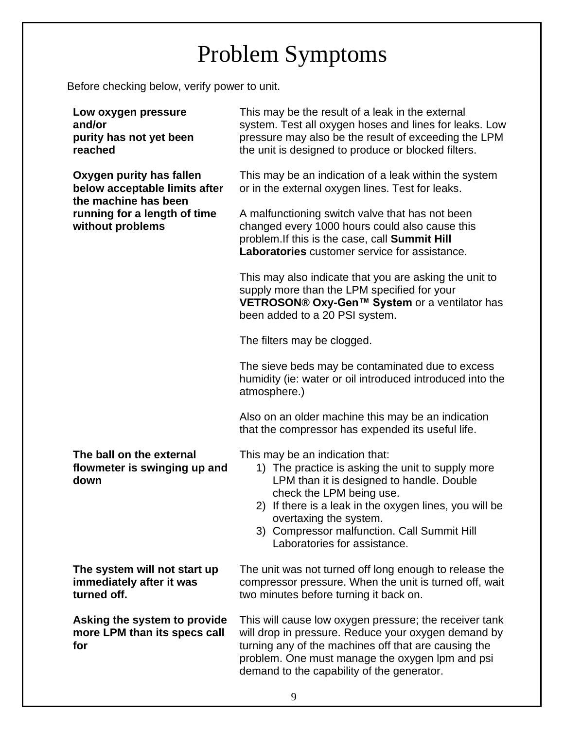# Problem Symptoms

Before checking below, verify power to unit.

| | |
|---|---|
| **Low oxygen pressure and/or purity has not yet been reached** | This may be the result of a leak in the external system. Test all oxygen hoses and lines for leaks. Low pressure may also be the result of exceeding the LPM the unit is designed to produce or blocked filters. |
| **Oxygen purity has fallen below acceptable limits after the machine has been running for a length of time without problems** | This may be an indication of a leak within the system or in the external oxygen lines. Test for leaks.<br><br>A malfunctioning switch valve that has not been changed every 1000 hours could also cause this problem.If this is the case, call **Summit Hill Laboratories** customer service for assistance.<br><br>This may also indicate that you are asking the unit to supply more than the LPM specified for your **VETROSON® Oxy-Gen™ System** or a ventilator has been added to a 20 PSI system.<br><br>The filters may be clogged.<br><br>The sieve beds may be contaminated due to excess humidity (ie: water or oil introduced introduced into the atmosphere.)<br><br>Also on an older machine this may be an indication that the compressor has expended its useful life. |
| **The ball on the external flowmeter is swinging up and down** | This may be an indication that:<br>1) The practice is asking the unit to supply more LPM than it is designed to handle. Double check the LPM being use.<br>2) If there is a leak in the oxygen lines, you will be overtaxing the system.<br>3) Compressor malfunction. Call Summit Hill Laboratories for assistance. |
| **The system will not start up immediately after it was turned off.** | The unit was not turned off long enough to release the compressor pressure. When the unit is turned off, wait two minutes before turning it back on. |
| **Asking the system to provide more LPM than its specs call for** | This will cause low oxygen pressure; the receiver tank will drop in pressure. Reduce your oxygen demand by turning any of the machines off that are causing the problem. One must manage the oxygen lpm and psi demand to the capability of the generator. |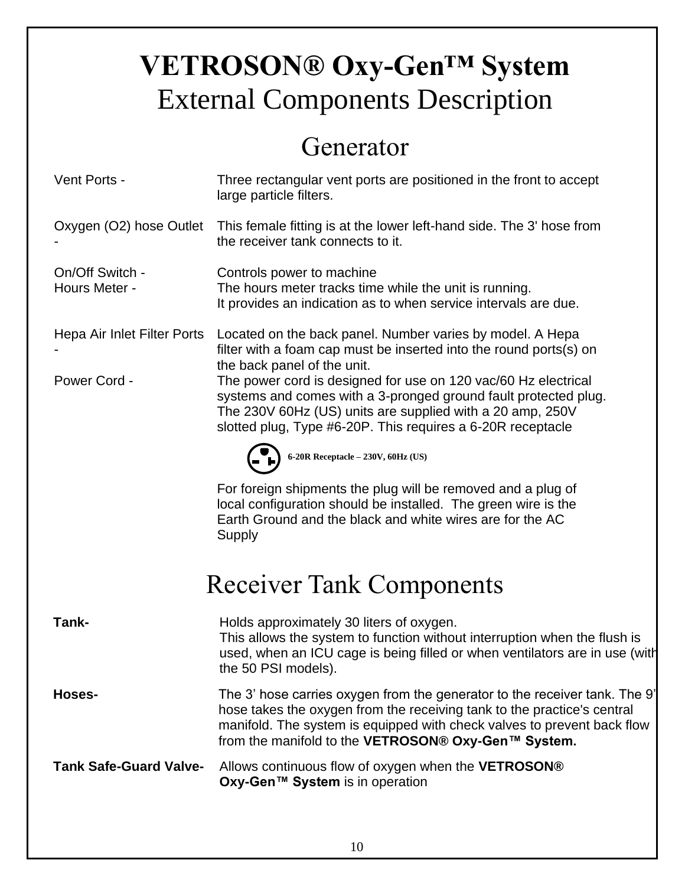# VETROSON® Oxy-Gen™ System

## External Components Description

## Generator

Vent Ports - Three rectangular vent ports are positioned in the front to accept large particle filters.

Oxygen (O2) hose Outlet - This female fitting is at the lower left-hand side. The 3' hose from the receiver tank connects to it.

On/Off Switch - Controls power to machine

Hours Meter - The hours meter tracks time while the unit is running. It provides an indication as to when service intervals are due.

Hepa Air Inlet Filter Ports - Located on the back panel. Number varies by model. A Hepa filter with a foam cap must be inserted into the round ports(s) on the back panel of the unit.

Power Cord - The power cord is designed for use on 120 vac/60 Hz electrical systems and comes with a 3-pronged ground fault protected plug. The 230V 60Hz (US) units are supplied with a 20 amp, 250V slotted plug, Type #6-20P. This requires a 6-20R receptacle

6-20R Receptacle – 230V, 60Hz (US)

For foreign shipments the plug will be removed and a plug of local configuration should be installed. The green wire is the Earth Ground and the black and white wires are for the AC Supply

## Receiver Tank Components

**Tank-** Holds approximately 30 liters of oxygen. This allows the system to function without interruption when the flush is used, when an ICU cage is being filled or when ventilators are in use (with the 50 PSI models).

**Hoses-** The 3' hose carries oxygen from the generator to the receiver tank. The 9' hose takes the oxygen from the receiving tank to the practice's central manifold. The system is equipped with check valves to prevent back flow from the manifold to the **VETROSON® Oxy-Gen™ System.**

**Tank Safe-Guard Valve-** Allows continuous flow of oxygen when the **VETROSON® Oxy-Gen™ System** is in operation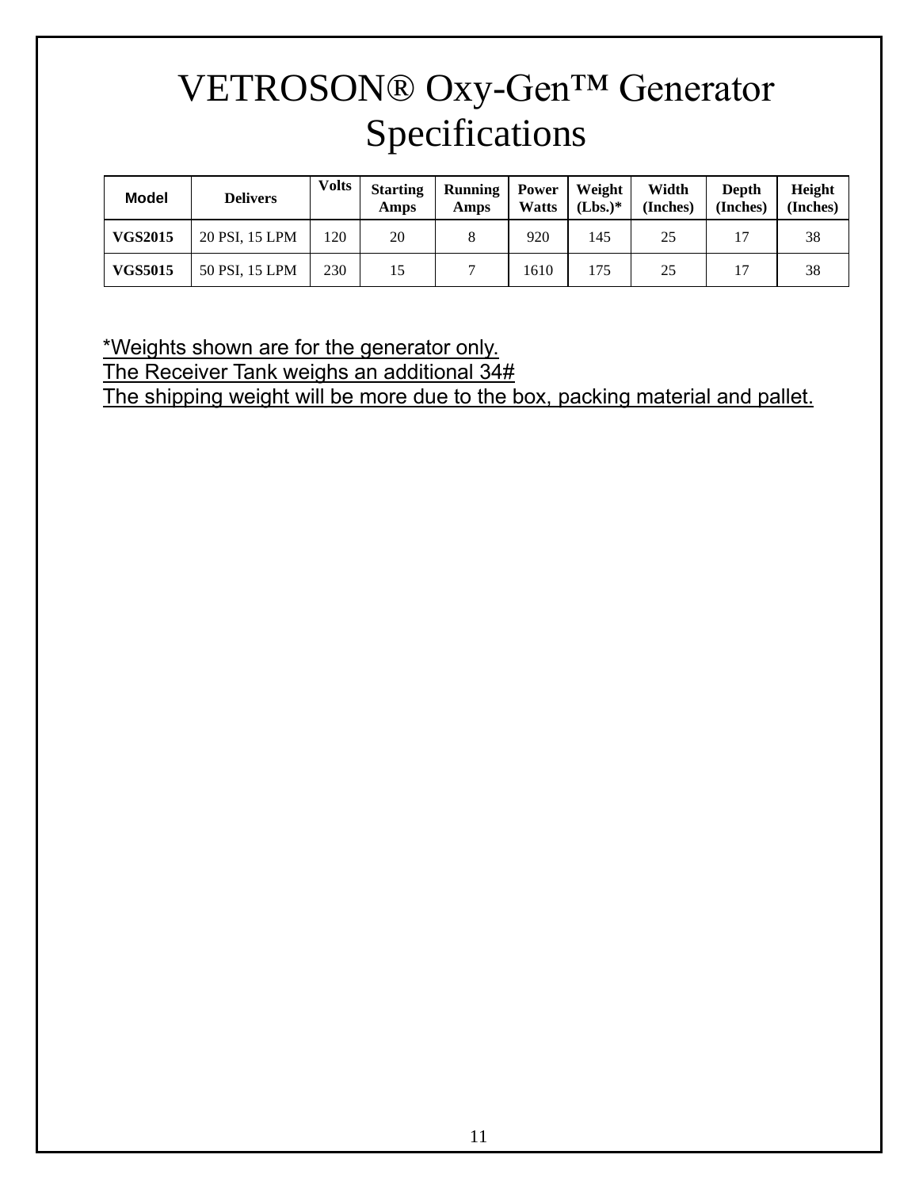# VETROSON® Oxy-Gen™ Generator Specifications

| Model | Delivers | Volts | Starting Amps | Running Amps | Power Watts | Weight (Lbs.)* | Width (Inches) | Depth (Inches) | Height (Inches) |
|---|---|---|---|---|---|---|---|---|---|
| **VGS2015** | 20 PSI, 15 LPM | 120 | 20 | 8 | 920 | 145 | 25 | 17 | 38 |
| **VGS5015** | 50 PSI, 15 LPM | 230 | 15 | 7 | 1610 | 175 | 25 | 17 | 38 |

*Weights shown are for the generator only.
The Receiver Tank weighs an additional 34#
The shipping weight will be more due to the box, packing material and pallet.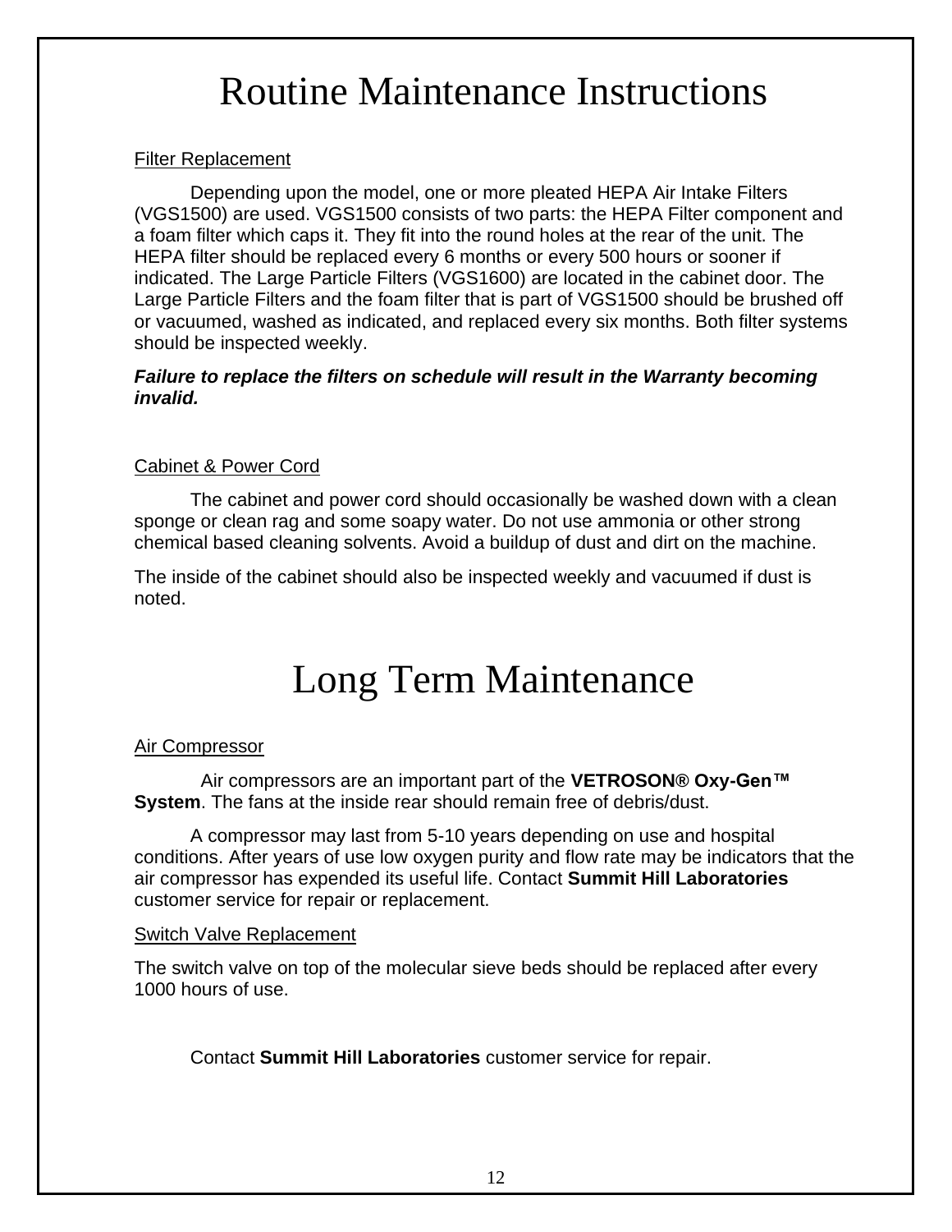# Routine Maintenance Instructions

Filter Replacement

Depending upon the model, one or more pleated HEPA Air Intake Filters (VGS1500) are used. VGS1500 consists of two parts: the HEPA Filter component and a foam filter which caps it. They fit into the round holes at the rear of the unit. The HEPA filter should be replaced every 6 months or every 500 hours or sooner if indicated. The Large Particle Filters (VGS1600) are located in the cabinet door. The Large Particle Filters and the foam filter that is part of VGS1500 should be brushed off or vacuumed, washed as indicated, and replaced every six months. Both filter systems should be inspected weekly.

***Failure to replace the filters on schedule will result in the Warranty becoming invalid.***

Cabinet & Power Cord

The cabinet and power cord should occasionally be washed down with a clean sponge or clean rag and some soapy water. Do not use ammonia or other strong chemical based cleaning solvents. Avoid a buildup of dust and dirt on the machine.

The inside of the cabinet should also be inspected weekly and vacuumed if dust is noted.

# Long Term Maintenance

Air Compressor

Air compressors are an important part of the **VETROSON® Oxy-Gen™ System**. The fans at the inside rear should remain free of debris/dust.

A compressor may last from 5-10 years depending on use and hospital conditions. After years of use low oxygen purity and flow rate may be indicators that the air compressor has expended its useful life. Contact **Summit Hill Laboratories** customer service for repair or replacement.

Switch Valve Replacement

The switch valve on top of the molecular sieve beds should be replaced after every 1000 hours of use.

Contact **Summit Hill Laboratories** customer service for repair.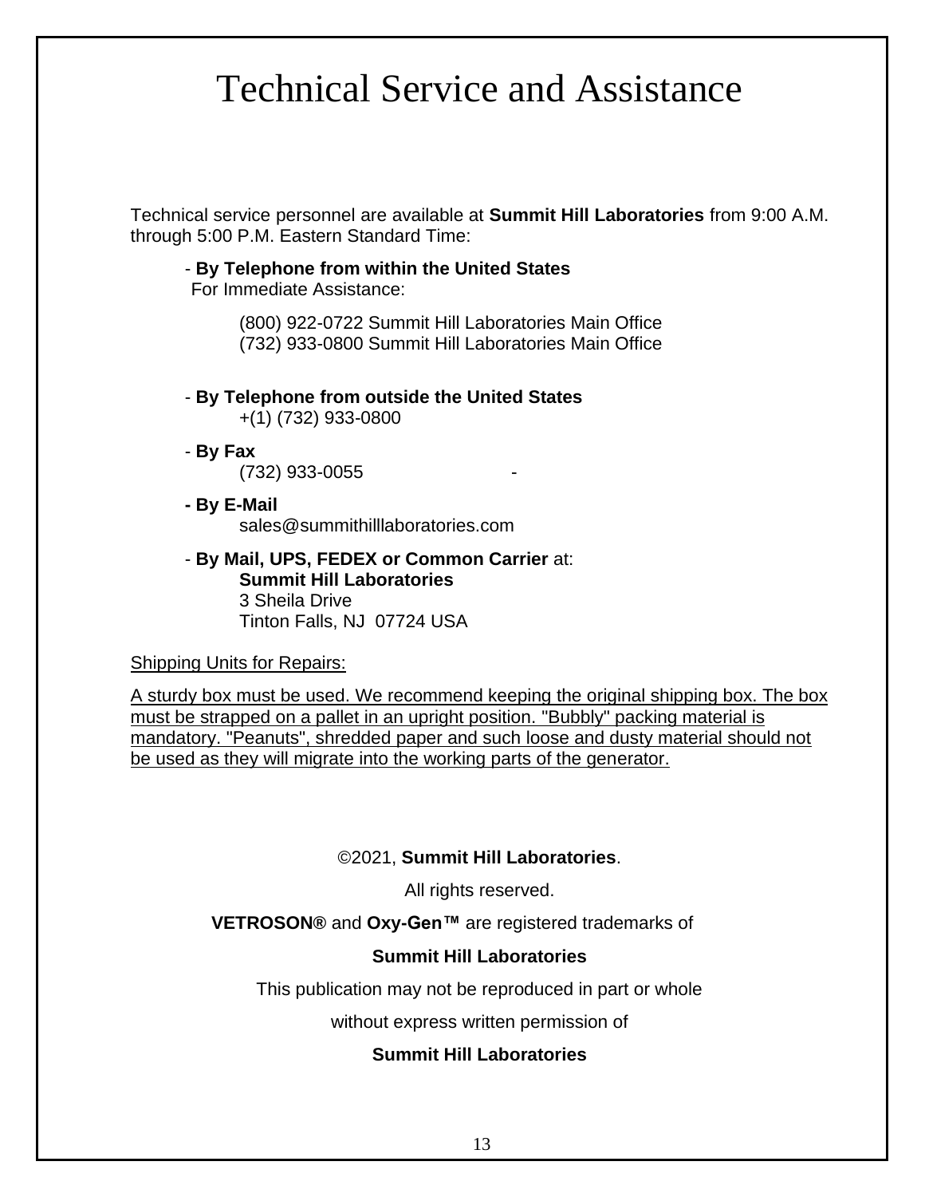# Technical Service and Assistance

Technical service personnel are available at **Summit Hill Laboratories** from 9:00 A.M. through 5:00 P.M. Eastern Standard Time:

- **By Telephone from within the United States**
  For Immediate Assistance:

  (800) 922-0722 Summit Hill Laboratories Main Office
  (732) 933-0800 Summit Hill Laboratories Main Office

- **By Telephone from outside the United States**
  +(1) (732) 933-0800

- **By Fax**
  (732) 933-0055 -

- **By E-Mail**
  sales@summithilllaboratories.com

- **By Mail, UPS, FEDEX or Common Carrier** at:
  **Summit Hill Laboratories**
  3 Sheila Drive
  Tinton Falls, NJ 07724 USA

<u>Shipping Units for Repairs:</u>

<u>A sturdy box must be used. We recommend keeping the original shipping box. The box must be strapped on a pallet in an upright position. "Bubbly" packing material is mandatory. "Peanuts", shredded paper and such loose and dusty material should not be used as they will migrate into the working parts of the generator.</u>

©2021, **Summit Hill Laboratories**.

All rights reserved.

**VETROSON®** and **Oxy-Gen™** are registered trademarks of

**Summit Hill Laboratories**

This publication may not be reproduced in part or whole

without express written permission of

**Summit Hill Laboratories**